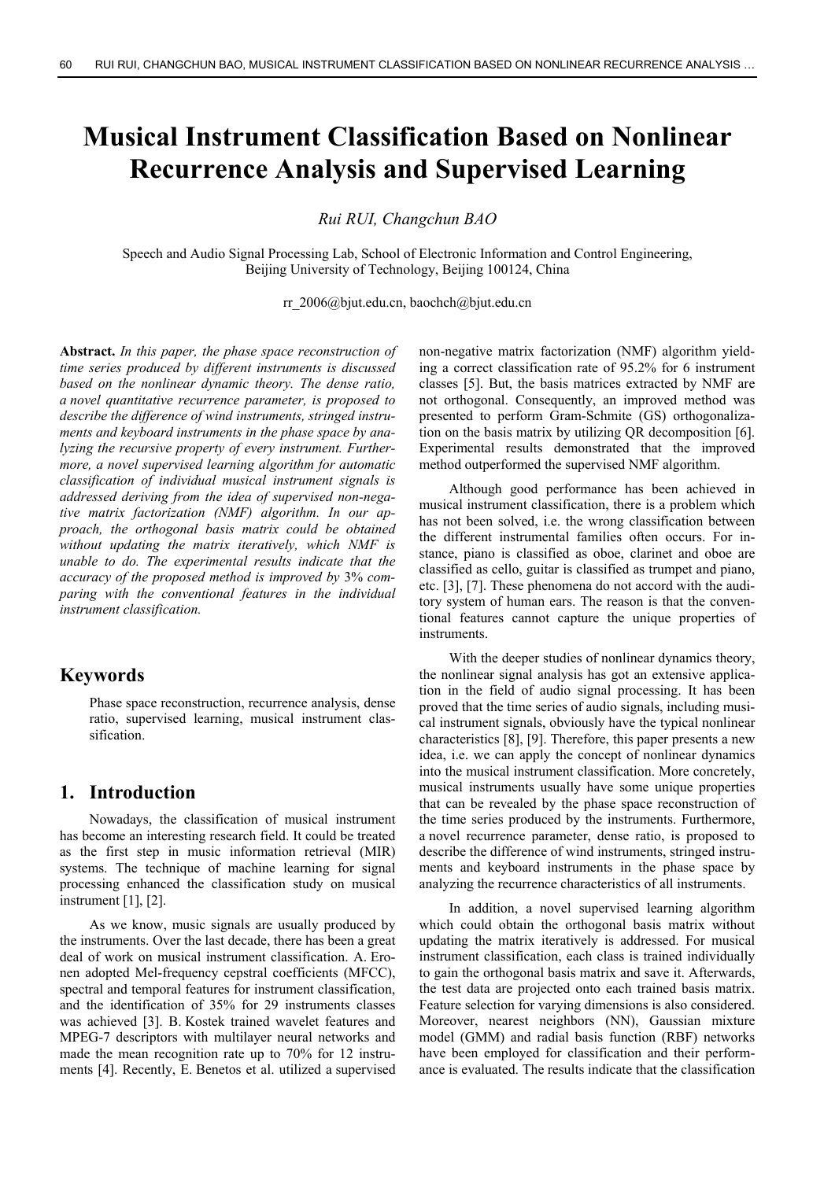# Musical Instrument Classification Based on Nonlinear Recurrence Analysis and Supervised Learning

*Rui RUI, Changchun BAO*

Speech and Audio Signal Processing Lab, School of Electronic Information and Control Engineering, Beijing University of Technology, Beijing 100124, China

rr_2006@bjut.edu.cn, baochch@bjut.edu.cn

**Abstract.** *In this paper, the phase space reconstruction of time series produced by different instruments is discussed based on the nonlinear dynamic theory. The dense ratio, a novel quantitative recurrence parameter, is proposed to describe the difference of wind instruments, stringed instruments and keyboard instruments in the phase space by analyzing the recursive property of every instrument. Furthermore, a novel supervised learning algorithm for automatic classification of individual musical instrument signals is addressed deriving from the idea of supervised non-negative matrix factorization (NMF) algorithm. In our approach, the orthogonal basis matrix could be obtained without updating the matrix iteratively, which NMF is unable to do. The experimental results indicate that the accuracy of the proposed method is improved by* 3% *comparing with the conventional features in the individual instrument classification.*

## Keywords

Phase space reconstruction, recurrence analysis, dense ratio, supervised learning, musical instrument classification.

## 1. Introduction

Nowadays, the classification of musical instrument has become an interesting research field. It could be treated as the first step in music information retrieval (MIR) systems. The technique of machine learning for signal processing enhanced the classification study on musical instrument [1], [2].

As we know, music signals are usually produced by the instruments. Over the last decade, there has been a great deal of work on musical instrument classification. A. Eronen adopted Mel-frequency cepstral coefficients (MFCC), spectral and temporal features for instrument classification, and the identification of 35% for 29 instruments classes was achieved [3]. B. Kostek trained wavelet features and MPEG-7 descriptors with multilayer neural networks and made the mean recognition rate up to 70% for 12 instruments [4]. Recently, E. Benetos et al. utilized a supervised non-negative matrix factorization (NMF) algorithm yielding a correct classification rate of 95.2% for 6 instrument classes [5]. But, the basis matrices extracted by NMF are not orthogonal. Consequently, an improved method was presented to perform Gram-Schmite (GS) orthogonalization on the basis matrix by utilizing QR decomposition [6]. Experimental results demonstrated that the improved method outperformed the supervised NMF algorithm.

Although good performance has been achieved in musical instrument classification, there is a problem which has not been solved, i.e. the wrong classification between the different instrumental families often occurs. For instance, piano is classified as oboe, clarinet and oboe are classified as cello, guitar is classified as trumpet and piano, etc. [3], [7]. These phenomena do not accord with the auditory system of human ears. The reason is that the conventional features cannot capture the unique properties of instruments.

With the deeper studies of nonlinear dynamics theory, the nonlinear signal analysis has got an extensive application in the field of audio signal processing. It has been proved that the time series of audio signals, including musical instrument signals, obviously have the typical nonlinear characteristics [8], [9]. Therefore, this paper presents a new idea, i.e. we can apply the concept of nonlinear dynamics into the musical instrument classification. More concretely, musical instruments usually have some unique properties that can be revealed by the phase space reconstruction of the time series produced by the instruments. Furthermore, a novel recurrence parameter, dense ratio, is proposed to describe the difference of wind instruments, stringed instruments and keyboard instruments in the phase space by analyzing the recurrence characteristics of all instruments.

In addition, a novel supervised learning algorithm which could obtain the orthogonal basis matrix without updating the matrix iteratively is addressed. For musical instrument classification, each class is trained individually to gain the orthogonal basis matrix and save it. Afterwards, the test data are projected onto each trained basis matrix. Feature selection for varying dimensions is also considered. Moreover, nearest neighbors (NN), Gaussian mixture model (GMM) and radial basis function (RBF) networks have been employed for classification and their performance is evaluated. The results indicate that the classification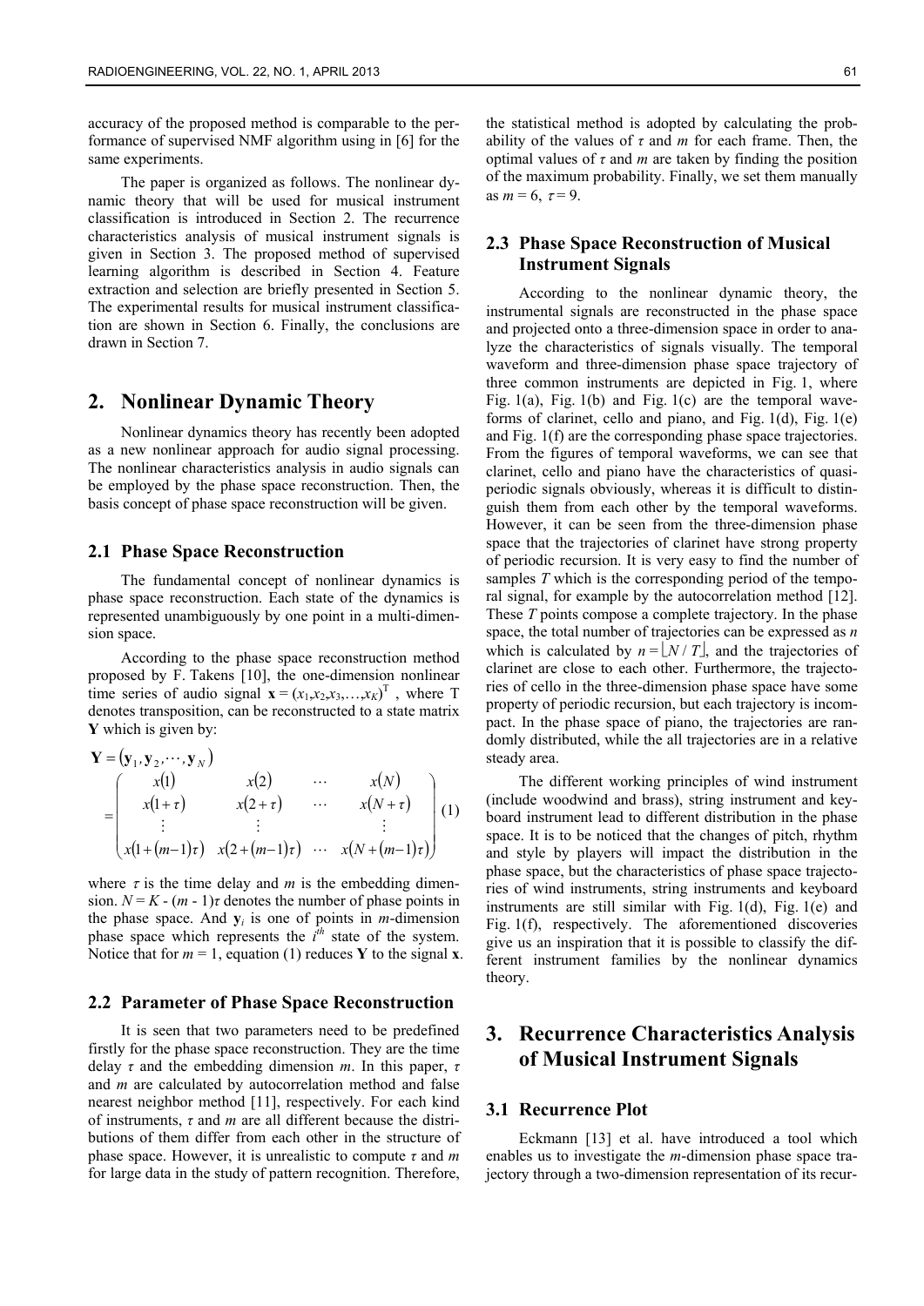accuracy of the proposed method is comparable to the performance of supervised NMF algorithm using in [6] for the same experiments.

The paper is organized as follows. The nonlinear dynamic theory that will be used for musical instrument classification is introduced in Section 2. The recurrence characteristics analysis of musical instrument signals is given in Section 3. The proposed method of supervised learning algorithm is described in Section 4. Feature extraction and selection are briefly presented in Section 5. The experimental results for musical instrument classification are shown in Section 6. Finally, the conclusions are drawn in Section 7.

## 2. Nonlinear Dynamic Theory

Nonlinear dynamics theory has recently been adopted as a new nonlinear approach for audio signal processing. The nonlinear characteristics analysis in audio signals can be employed by the phase space reconstruction. Then, the basis concept of phase space reconstruction will be given.

### 2.1 Phase Space Reconstruction

The fundamental concept of nonlinear dynamics is phase space reconstruction. Each state of the dynamics is represented unambiguously by one point in a multi-dimension space.

According to the phase space reconstruction method proposed by F. Takens [10], the one-dimension nonlinear time series of audio signal $\mathbf{x} = (x_1, x_2, x_3, \ldots, x_K)^T$ , where T denotes transposition, can be reconstructed to a state matrix $\mathbf{Y}$ which is given by:

$$\mathbf{Y} = (\mathbf{y}_1, \mathbf{y}_2, \cdots, \mathbf{y}_N) = \begin{pmatrix} x(1) & x(2) & \cdots & x(N) \\ x(1+\tau) & x(2+\tau) & \cdots & x(N+\tau) \\ \vdots & \vdots & & \vdots \\ x(1+(m-1)\tau) & x(2+(m-1)\tau) & \cdots & x(N+(m-1)\tau) \end{pmatrix} \quad (1)$$

where $\tau$ is the time delay and $m$ is the embedding dimension. $N = K - (m - 1)\tau$ denotes the number of phase points in the phase space. And $\mathbf{y}_i$ is one of points in $m$-dimension phase space which represents the $i^{th}$ state of the system. Notice that for $m = 1$, equation (1) reduces $\mathbf{Y}$ to the signal $\mathbf{x}$.

### 2.2 Parameter of Phase Space Reconstruction

It is seen that two parameters need to be predefined firstly for the phase space reconstruction. They are the time delay $\tau$ and the embedding dimension $m$. In this paper, $\tau$ and $m$ are calculated by autocorrelation method and false nearest neighbor method [11], respectively. For each kind of instruments, $\tau$ and $m$ are all different because the distributions of them differ from each other in the structure of phase space. However, it is unrealistic to compute $\tau$ and $m$ for large data in the study of pattern recognition. Therefore, the statistical method is adopted by calculating the probability of the values of $\tau$ and $m$ for each frame. Then, the optimal values of $\tau$ and $m$ are taken by finding the position of the maximum probability. Finally, we set them manually as $m = 6$, $\tau = 9$.

### 2.3 Phase Space Reconstruction of Musical Instrument Signals

According to the nonlinear dynamic theory, the instrumental signals are reconstructed in the phase space and projected onto a three-dimension space in order to analyze the characteristics of signals visually. The temporal waveform and three-dimension phase space trajectory of three common instruments are depicted in Fig. 1, where Fig. 1(a), Fig. 1(b) and Fig. 1(c) are the temporal waveforms of clarinet, cello and piano, and Fig. 1(d), Fig. 1(e) and Fig. 1(f) are the corresponding phase space trajectories. From the figures of temporal waveforms, we can see that clarinet, cello and piano have the characteristics of quasi-periodic signals obviously, whereas it is difficult to distinguish them from each other by the temporal waveforms. However, it can be seen from the three-dimension phase space that the trajectories of clarinet have strong property of periodic recursion. It is very easy to find the number of samples $T$ which is the corresponding period of the temporal signal, for example by the autocorrelation method [12]. These $T$ points compose a complete trajectory. In the phase space, the total number of trajectories can be expressed as $n$ which is calculated by $n = \lfloor N / T \rfloor$, and the trajectories of clarinet are close to each other. Furthermore, the trajectories of cello in the three-dimension phase space have some property of periodic recursion, but each trajectory is incompact. In the phase space of piano, the trajectories are randomly distributed, while the all trajectories are in a relative steady area.

The different working principles of wind instrument (include woodwind and brass), string instrument and keyboard instrument lead to different distribution in the phase space. It is to be noticed that the changes of pitch, rhythm and style by players will impact the distribution in the phase space, but the characteristics of phase space trajectories of wind instruments, string instruments and keyboard instruments are still similar with Fig. 1(d), Fig. 1(e) and Fig. 1(f), respectively. The aforementioned discoveries give us an inspiration that it is possible to classify the different instrument families by the nonlinear dynamics theory.

## 3. Recurrence Characteristics Analysis of Musical Instrument Signals

### 3.1 Recurrence Plot

Eckmann [13] et al. have introduced a tool which enables us to investigate the $m$-dimension phase space trajectory through a two-dimension representation of its recur-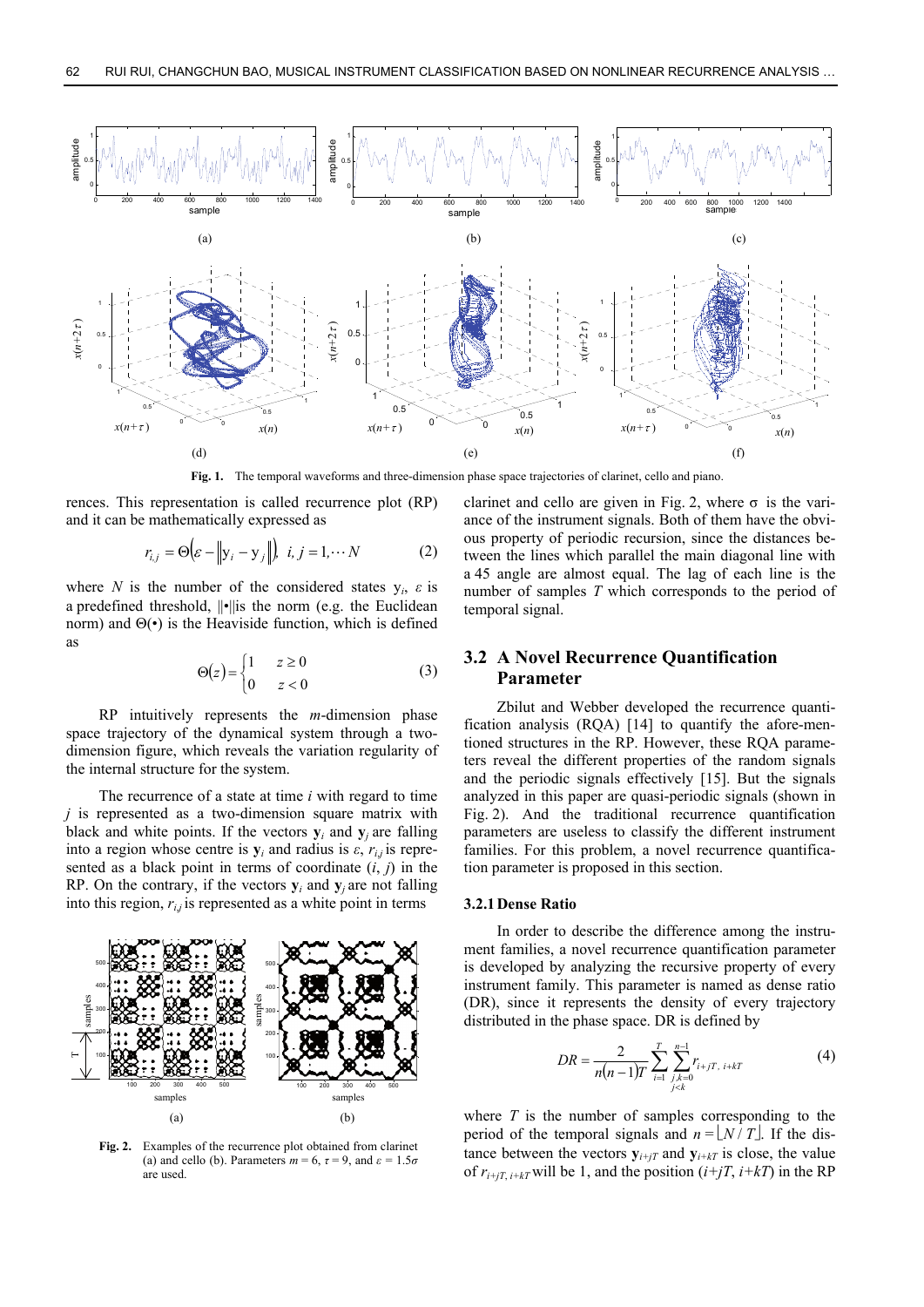**Fig. 1.** The temporal waveforms and three-dimension phase space trajectories of clarinet, cello and piano.

rences. This representation is called recurrence plot (RP) and it can be mathematically expressed as

$$r_{i,j} = \Theta\left(\varepsilon - \left\| \mathrm{y}_i - \mathrm{y}_j \right\|\right), \; i, j = 1, \cdots N \tag{2}$$

where $N$ is the number of the considered states $\mathrm{y}_i$, $\varepsilon$ is a predefined threshold, $\|\bullet\|$ is the norm (e.g. the Euclidean norm) and $\Theta(\bullet)$ is the Heaviside function, which is defined as

$$\Theta(z) = \begin{cases} 1 & z \geq 0 \\ 0 & z < 0 \end{cases} \tag{3}$$

RP intuitively represents the $m$-dimension phase space trajectory of the dynamical system through a two-dimension figure, which reveals the variation regularity of the internal structure for the system.

The recurrence of a state at time $i$ with regard to time $j$ is represented as a two-dimension square matrix with black and white points. If the vectors $\mathbf{y}_i$ and $\mathbf{y}_j$ are falling into a region whose centre is $\mathbf{y}_i$ and radius is $\varepsilon$, $r_{i,j}$ is represented as a black point in terms of coordinate $(i, j)$ in the RP. On the contrary, if the vectors $\mathbf{y}_i$ and $\mathbf{y}_j$ are not falling into this region, $r_{i,j}$ is represented as a white point in terms

**Fig. 2.** Examples of the recurrence plot obtained from clarinet (a) and cello (b). Parameters $m = 6$, $\tau = 9$, and $\varepsilon = 1.5\sigma$ are used.

clarinet and cello are given in Fig. 2, where $\sigma$ is the variance of the instrument signals. Both of them have the obvious property of periodic recursion, since the distances between the lines which parallel the main diagonal line with a 45 angle are almost equal. The lag of each line is the number of samples $T$ which corresponds to the period of temporal signal.

## 3.2 A Novel Recurrence Quantification Parameter

Zbilut and Webber developed the recurrence quantification analysis (RQA) [14] to quantify the afore-mentioned structures in the RP. However, these RQA parameters reveal the different properties of the random signals and the periodic signals effectively [15]. But the signals analyzed in this paper are quasi-periodic signals (shown in Fig. 2). And the traditional recurrence quantification parameters are useless to classify the different instrument families. For this problem, a novel recurrence quantification parameter is proposed in this section.

### 3.2.1 Dense Ratio

In order to describe the difference among the instrument families, a novel recurrence quantification parameter is developed by analyzing the recursive property of every instrument family. This parameter is named as dense ratio (DR), since it represents the density of every trajectory distributed in the phase space. DR is defined by

$$DR = \frac{2}{n(n-1)T} \sum_{i=1}^{T} \sum_{\substack{j,k=0 \\ j<k}}^{n-1} r_{i+jT,\; i+kT} \tag{4}$$

where $T$ is the number of samples corresponding to the period of the temporal signals and $n = \lfloor N / T \rfloor$. If the distance between the vectors $\mathbf{y}_{i+jT}$ and $\mathbf{y}_{i+kT}$ is close, the value of $r_{i+jT,\, i+kT}$ will be 1, and the position $(i+jT,\, i+kT)$ in the RP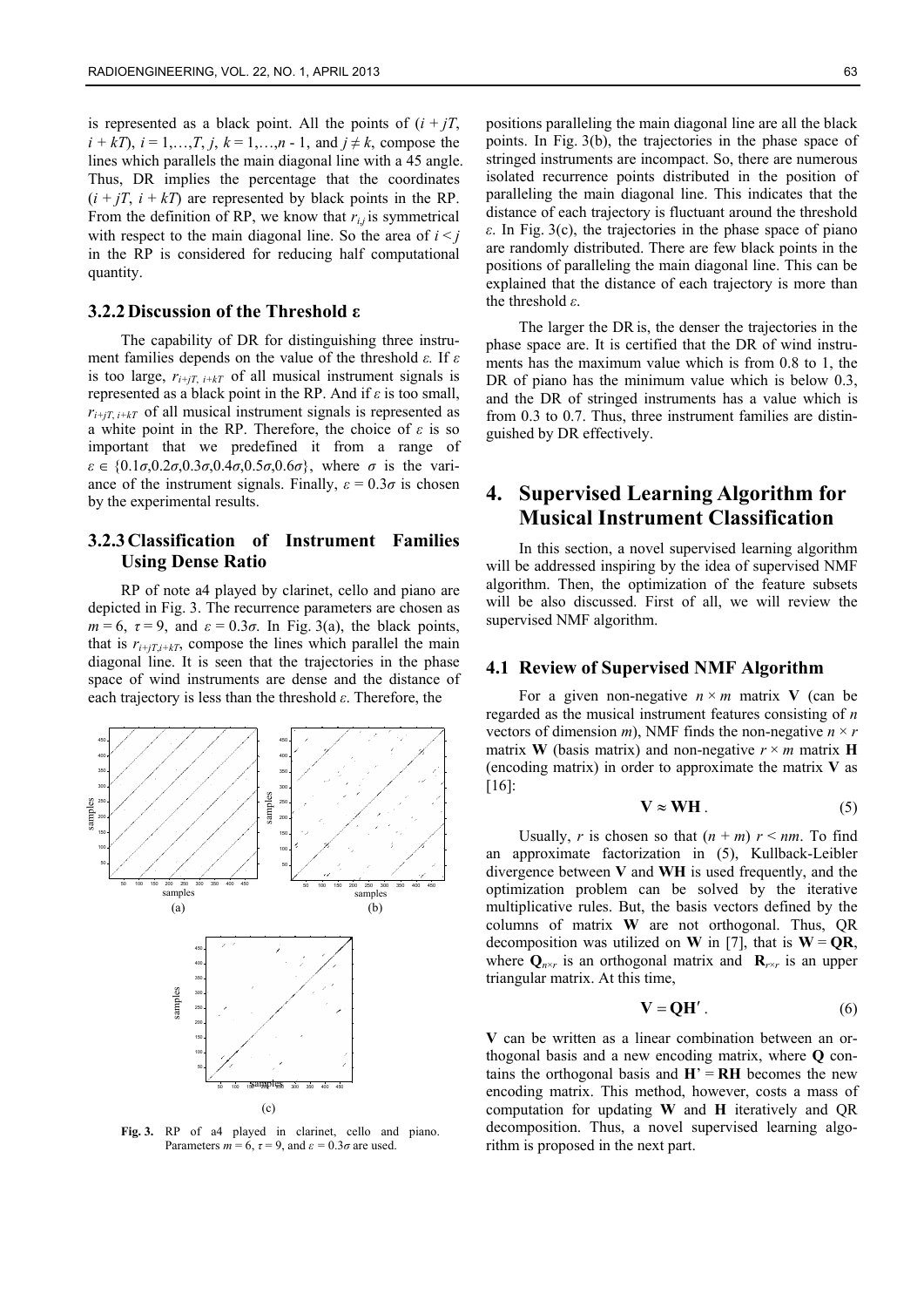is represented as a black point. All the points of $(i + jT, i + kT)$, $i = 1,\ldots,T$, $j$, $k = 1,\ldots,n - 1$, and $j \neq k$, compose the lines which parallels the main diagonal line with a 45 angle. Thus, DR implies the percentage that the coordinates $(i + jT, i + kT)$ are represented by black points in the RP. From the definition of RP, we know that $r_{i,j}$ is symmetrical with respect to the main diagonal line. So the area of $i < j$ in the RP is considered for reducing half computational quantity.

### 3.2.2 Discussion of the Threshold ε

The capability of DR for distinguishing three instrument families depends on the value of the threshold $\varepsilon$. If $\varepsilon$ is too large, $r_{i+jT,\, i+kT}$ of all musical instrument signals is represented as a black point in the RP. And if $\varepsilon$ is too small, $r_{i+jT,\, i+kT}$ of all musical instrument signals is represented as a white point in the RP. Therefore, the choice of $\varepsilon$ is so important that we predefined it from a range of $\varepsilon \in \{0.1\sigma, 0.2\sigma, 0.3\sigma, 0.4\sigma, 0.5\sigma, 0.6\sigma\}$, where $\sigma$ is the variance of the instrument signals. Finally, $\varepsilon = 0.3\sigma$ is chosen by the experimental results.

### 3.2.3 Classification of Instrument Families Using Dense Ratio

RP of note a4 played by clarinet, cello and piano are depicted in Fig. 3. The recurrence parameters are chosen as $m = 6$, $\tau = 9$, and $\varepsilon = 0.3\sigma$. In Fig. 3(a), the black points, that is $r_{i+jT,i+kT}$, compose the lines which parallel the main diagonal line. It is seen that the trajectories in the phase space of wind instruments are dense and the distance of each trajectory is less than the threshold $\varepsilon$. Therefore, the positions paralleling the main diagonal line are all the black points. In Fig. 3(b), the trajectories in the phase space of stringed instruments are incompact. So, there are numerous isolated recurrence points distributed in the position of paralleling the main diagonal line. This indicates that the distance of each trajectory is fluctuant around the threshold $\varepsilon$. In Fig. 3(c), the trajectories in the phase space of piano are randomly distributed. There are few black points in the positions of paralleling the main diagonal line. This can be explained that the distance of each trajectory is more than the threshold $\varepsilon$.

**Fig. 3.** RP of a4 played in clarinet, cello and piano. Parameters $m = 6$, $\tau = 9$, and $\varepsilon = 0.3\sigma$ are used.

The larger the DR is, the denser the trajectories in the phase space are. It is certified that the DR of wind instruments has the maximum value which is from 0.8 to 1, the DR of piano has the minimum value which is below 0.3, and the DR of stringed instruments has a value which is from 0.3 to 0.7. Thus, three instrument families are distinguished by DR effectively.

## 4. Supervised Learning Algorithm for Musical Instrument Classification

In this section, a novel supervised learning algorithm will be addressed inspiring by the idea of supervised NMF algorithm. Then, the optimization of the feature subsets will be also discussed. First of all, we will review the supervised NMF algorithm.

### 4.1 Review of Supervised NMF Algorithm

For a given non-negative $n \times m$ matrix $\mathbf{V}$ (can be regarded as the musical instrument features consisting of $n$ vectors of dimension $m$), NMF finds the non-negative $n \times r$ matrix $\mathbf{W}$ (basis matrix) and non-negative $r \times m$ matrix $\mathbf{H}$ (encoding matrix) in order to approximate the matrix $\mathbf{V}$ as [16]:

$$\mathbf{V} \approx \mathbf{WH}\,. \tag{5}$$

Usually, $r$ is chosen so that $(n + m)\, r < nm$. To find an approximate factorization in (5), Kullback-Leibler divergence between $\mathbf{V}$ and $\mathbf{WH}$ is used frequently, and the optimization problem can be solved by the iterative multiplicative rules. But, the basis vectors defined by the columns of matrix $\mathbf{W}$ are not orthogonal. Thus, QR decomposition was utilized on $\mathbf{W}$ in [7], that is $\mathbf{W} = \mathbf{QR}$, where $\mathbf{Q}_{n \times r}$ is an orthogonal matrix and $\mathbf{R}_{r \times r}$ is an upper triangular matrix. At this time,

$$\mathbf{V} = \mathbf{QH}'\,. \tag{6}$$

$\mathbf{V}$ can be written as a linear combination between an orthogonal basis and a new encoding matrix, where $\mathbf{Q}$ contains the orthogonal basis and $\mathbf{H}' = \mathbf{RH}$ becomes the new encoding matrix. This method, however, costs a mass of computation for updating $\mathbf{W}$ and $\mathbf{H}$ iteratively and QR decomposition. Thus, a novel supervised learning algorithm is proposed in the next part.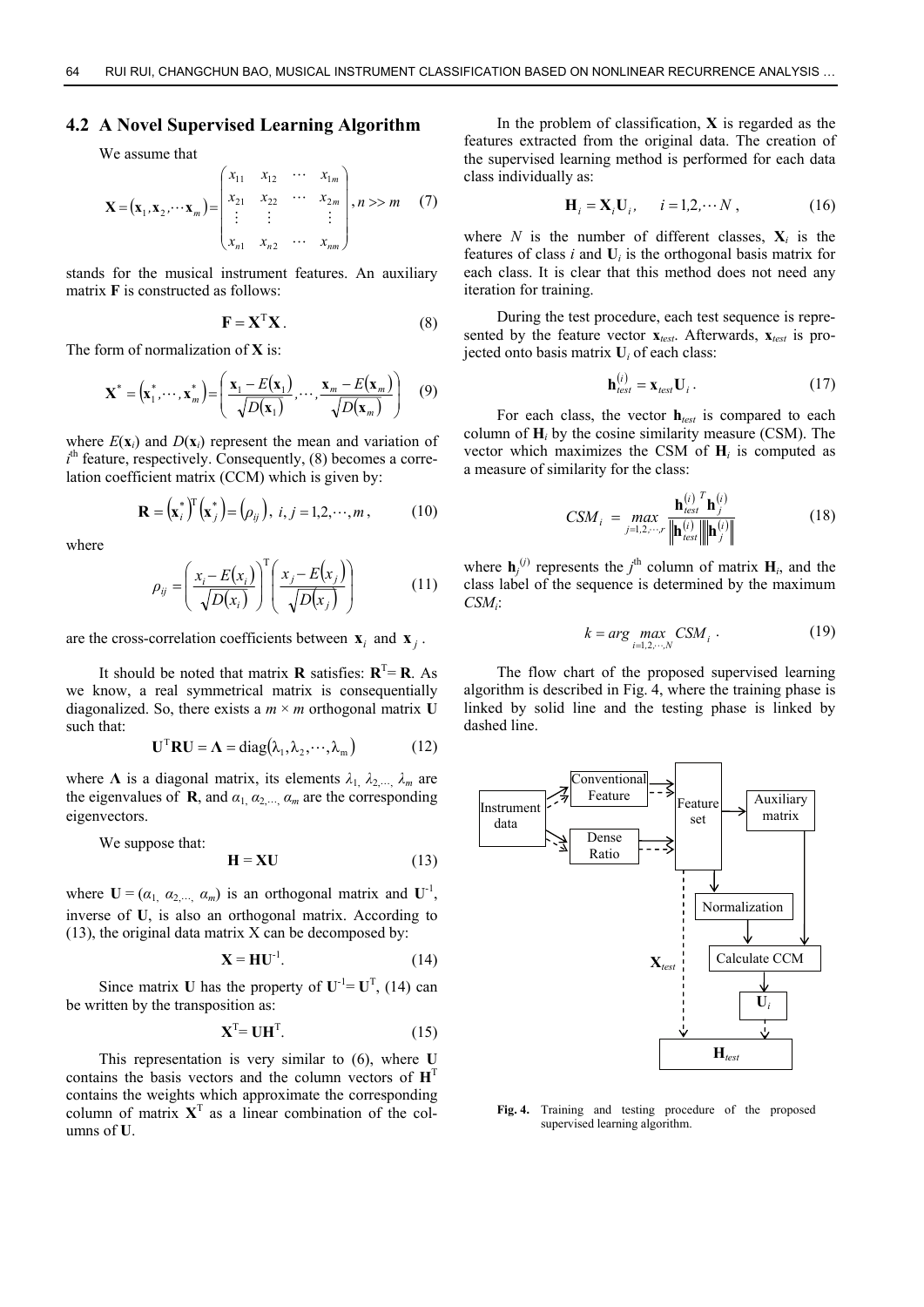## 4.2 A Novel Supervised Learning Algorithm

We assume that

$$\mathbf{X} = (\mathbf{x}_1, \mathbf{x}_2, \cdots \mathbf{x}_m) = \begin{pmatrix} x_{11} & x_{12} & \cdots & x_{1m} \\ x_{21} & x_{22} & \cdots & x_{2m} \\ \vdots & \vdots & & \vdots \\ x_{n1} & x_{n2} & \cdots & x_{nm} \end{pmatrix}, n >> m \quad (7)$$

stands for the musical instrument features. An auxiliary matrix **F** is constructed as follows:

$$\mathbf{F} = \mathbf{X}^{\mathrm{T}}\mathbf{X}. \quad (8)$$

The form of normalization of **X** is:

$$\mathbf{X}^* = (\mathbf{x}_1^*, \cdots, \mathbf{x}_m^*) = \left( \frac{\mathbf{x}_1 - E(\mathbf{x}_1)}{\sqrt{D(\mathbf{x}_1)}}, \cdots, \frac{\mathbf{x}_m - E(\mathbf{x}_m)}{\sqrt{D(\mathbf{x}_m)}} \right) \quad (9)$$

where $E(\mathbf{x}_i)$ and $D(\mathbf{x}_i)$ represent the mean and variation of $i^{\text{th}}$ feature, respectively. Consequently, (8) becomes a correlation coefficient matrix (CCM) which is given by:

$$\mathbf{R} = (\mathbf{x}_i^*)^{\mathrm{T}} (\mathbf{x}_j^*) = (\rho_{ij}),\ i, j = 1, 2, \cdots, m, \quad (10)$$

where

$$\rho_{ij} = \left( \frac{x_i - E(x_i)}{\sqrt{D(x_i)}} \right)^{\mathrm{T}} \left( \frac{x_j - E(x_j)}{\sqrt{D(x_j)}} \right) \quad (11)$$

are the cross-correlation coefficients between $\mathbf{x}_i$ and $\mathbf{x}_j$.

It should be noted that matrix **R** satisfies: $\mathbf{R}^{\mathrm{T}} = \mathbf{R}$. As we know, a real symmetrical matrix is consequentially diagonalized. So, there exists a $m \times m$ orthogonal matrix **U** such that:

$$\mathbf{U}^{\mathrm{T}}\mathbf{R}\mathbf{U} = \mathbf{\Lambda} = \mathrm{diag}(\lambda_1, \lambda_2, \cdots, \lambda_m) \quad (12)$$

where $\mathbf{\Lambda}$ is a diagonal matrix, its elements $\lambda_1, \lambda_2, \ldots, \lambda_m$ are the eigenvalues of **R**, and $\alpha_1, \alpha_2, \ldots, \alpha_m$ are the corresponding eigenvectors.

We suppose that:

$$\mathbf{H} = \mathbf{X}\mathbf{U} \quad (13)$$

where $\mathbf{U} = (\alpha_1, \alpha_2, \ldots, \alpha_m)$ is an orthogonal matrix and $\mathbf{U}^{-1}$, inverse of **U**, is also an orthogonal matrix. According to (13), the original data matrix X can be decomposed by:

$$\mathbf{X} = \mathbf{H}\mathbf{U}^{-1}. \quad (14)$$

Since matrix **U** has the property of $\mathbf{U}^{-1} = \mathbf{U}^{\mathrm{T}}$, (14) can be written by the transposition as:

$$\mathbf{X}^{\mathrm{T}} = \mathbf{U}\mathbf{H}^{\mathrm{T}}. \quad (15)$$

This representation is very similar to (6), where **U** contains the basis vectors and the column vectors of $\mathbf{H}^{\mathrm{T}}$ contains the weights which approximate the corresponding column of matrix $\mathbf{X}^{\mathrm{T}}$ as a linear combination of the columns of **U**.

In the problem of classification, **X** is regarded as the features extracted from the original data. The creation of the supervised learning method is performed for each data class individually as:

$$\mathbf{H}_i = \mathbf{X}_i\mathbf{U}_i, \quad i = 1, 2, \cdots N, \quad (16)$$

where $N$ is the number of different classes, $\mathbf{X}_i$ is the features of class $i$ and $\mathbf{U}_i$ is the orthogonal basis matrix for each class. It is clear that this method does not need any iteration for training.

During the test procedure, each test sequence is represented by the feature vector $\mathbf{x}_{test}$. Afterwards, $\mathbf{x}_{test}$ is projected onto basis matrix $\mathbf{U}_i$ of each class:

$$\mathbf{h}_{test}^{(i)} = \mathbf{x}_{test}\mathbf{U}_i. \quad (17)$$

For each class, the vector $\mathbf{h}_{test}$ is compared to each column of $\mathbf{H}_i$ by the cosine similarity measure (CSM). The vector which maximizes the CSM of $\mathbf{H}_i$ is computed as a measure of similarity for the class:

$$CSM_i = \max_{j=1,2,\cdots,r} \frac{\mathbf{h}_{test}^{(i)\,T}\mathbf{h}_j^{(i)}}{\left\|\mathbf{h}_{test}^{(i)}\right\|\left\|\mathbf{h}_j^{(i)}\right\|} \quad (18)$$

where $\mathbf{h}_j^{(i)}$ represents the $j^{\text{th}}$ column of matrix $\mathbf{H}_i$, and the class label of the sequence is determined by the maximum $CSM_i$:

$$k = \arg\max_{i=1,2,\cdots,N} CSM_i. \quad (19)$$

The flow chart of the proposed supervised learning algorithm is described in Fig. 4, where the training phase is linked by solid line and the testing phase is linked by dashed line.

**Fig. 4.** Training and testing procedure of the proposed supervised learning algorithm.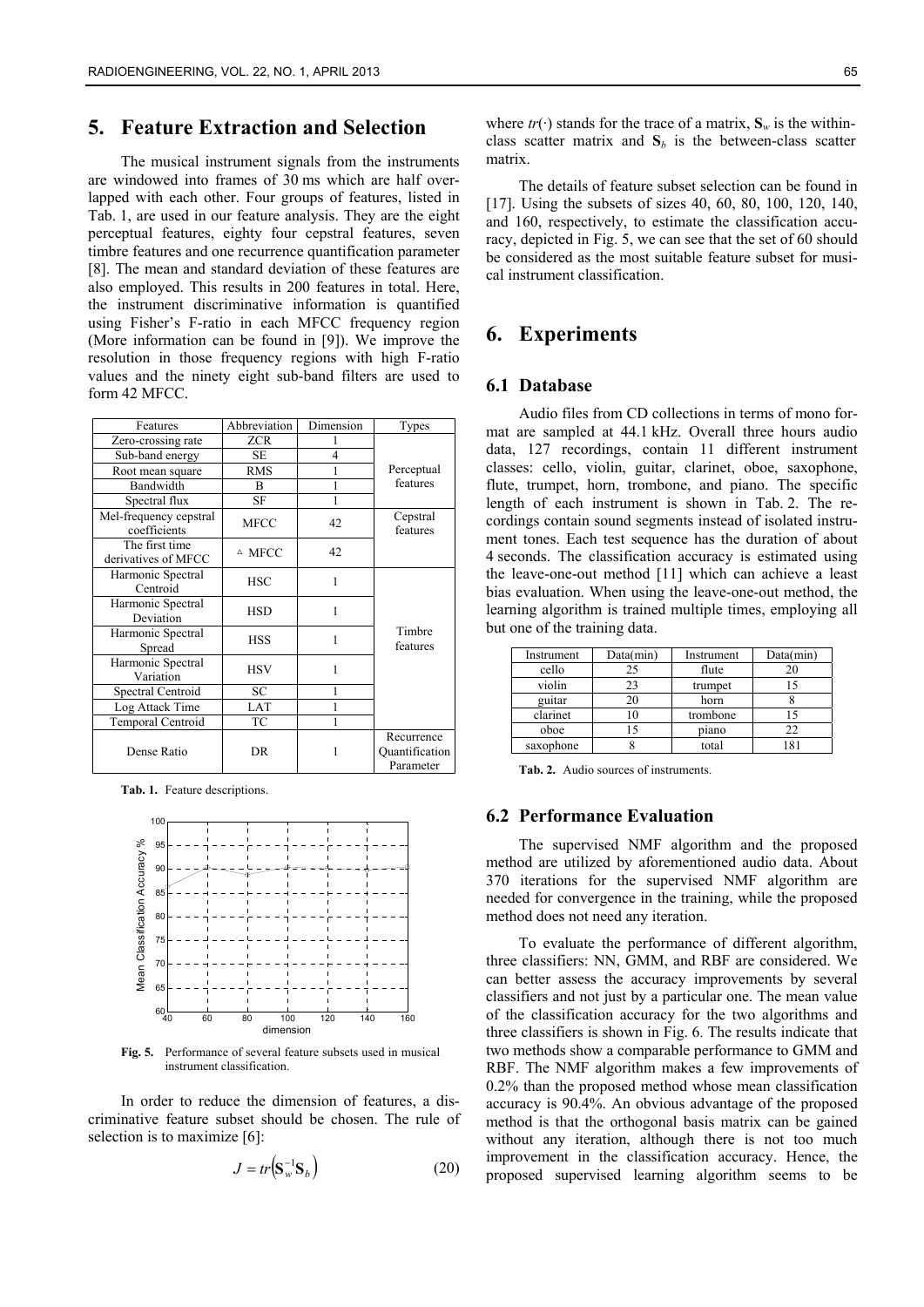## 5. Feature Extraction and Selection

The musical instrument signals from the instruments are windowed into frames of 30 ms which are half overlapped with each other. Four groups of features, listed in Tab. 1, are used in our feature analysis. They are the eight perceptual features, eighty four cepstral features, seven timbre features and one recurrence quantification parameter [8]. The mean and standard deviation of these features are also employed. This results in 200 features in total. Here, the instrument discriminative information is quantified using Fisher's F-ratio in each MFCC frequency region (More information can be found in [9]). We improve the resolution in those frequency regions with high F-ratio values and the ninety eight sub-band filters are used to form 42 MFCC.

| Features | Abbreviation | Dimension | Types |
|---|---|---|---|
| Zero-crossing rate | ZCR | 1 | Perceptual features |
| Sub-band energy | SE | 4 | |
| Root mean square | RMS | 1 | |
| Bandwidth | B | 1 | |
| Spectral flux | SF | 1 | |
| Mel-frequency cepstral coefficients | MFCC | 42 | Cepstral features |
| The first time derivatives of MFCC | $\Delta$ MFCC | 42 | |
| Harmonic Spectral Centroid | HSC | 1 | Timbre features |
| Harmonic Spectral Deviation | HSD | 1 | |
| Harmonic Spectral Spread | HSS | 1 | |
| Harmonic Spectral Variation | HSV | 1 | |
| Spectral Centroid | SC | 1 | |
| Log Attack Time | LAT | 1 | |
| Temporal Centroid | TC | 1 | |
| Dense Ratio | DR | 1 | Recurrence Quantification Parameter |

**Tab. 1.** Feature descriptions.

**Fig. 5.** Performance of several feature subsets used in musical instrument classification.

In order to reduce the dimension of features, a discriminative feature subset should be chosen. The rule of selection is to maximize [6]:

$$J = tr\left(\mathbf{S}_w^{-1}\mathbf{S}_b\right) \tag{20}$$

where $tr(\cdot)$ stands for the trace of a matrix, $\mathbf{S}_w$ is the within-class scatter matrix and $\mathbf{S}_b$ is the between-class scatter matrix.

The details of feature subset selection can be found in [17]. Using the subsets of sizes 40, 60, 80, 100, 120, 140, and 160, respectively, to estimate the classification accuracy, depicted in Fig. 5, we can see that the set of 60 should be considered as the most suitable feature subset for musical instrument classification.

## 6. Experiments

### 6.1 Database

Audio files from CD collections in terms of mono format are sampled at 44.1 kHz. Overall three hours audio data, 127 recordings, contain 11 different instrument classes: cello, violin, guitar, clarinet, oboe, saxophone, flute, trumpet, horn, trombone, and piano. The specific length of each instrument is shown in Tab. 2. The recordings contain sound segments instead of isolated instrument tones. Each test sequence has the duration of about 4 seconds. The classification accuracy is estimated using the leave-one-out method [11] which can achieve a least bias evaluation. When using the leave-one-out method, the learning algorithm is trained multiple times, employing all but one of the training data.

| Instrument | Data(min) | Instrument | Data(min) |
|---|---|---|---|
| cello | 25 | flute | 20 |
| violin | 23 | trumpet | 15 |
| guitar | 20 | horn | 8 |
| clarinet | 10 | trombone | 15 |
| oboe | 15 | piano | 22 |
| saxophone | 8 | total | 181 |

**Tab. 2.** Audio sources of instruments.

### 6.2 Performance Evaluation

The supervised NMF algorithm and the proposed method are utilized by aforementioned audio data. About 370 iterations for the supervised NMF algorithm are needed for convergence in the training, while the proposed method does not need any iteration.

To evaluate the performance of different algorithm, three classifiers: NN, GMM, and RBF are considered. We can better assess the accuracy improvements by several classifiers and not just by a particular one. The mean value of the classification accuracy for the two algorithms and three classifiers is shown in Fig. 6. The results indicate that two methods show a comparable performance to GMM and RBF. The NMF algorithm makes a few improvements of 0.2% than the proposed method whose mean classification accuracy is 90.4%. An obvious advantage of the proposed method is that the orthogonal basis matrix can be gained without any iteration, although there is not too much improvement in the classification accuracy. Hence, the proposed supervised learning algorithm seems to be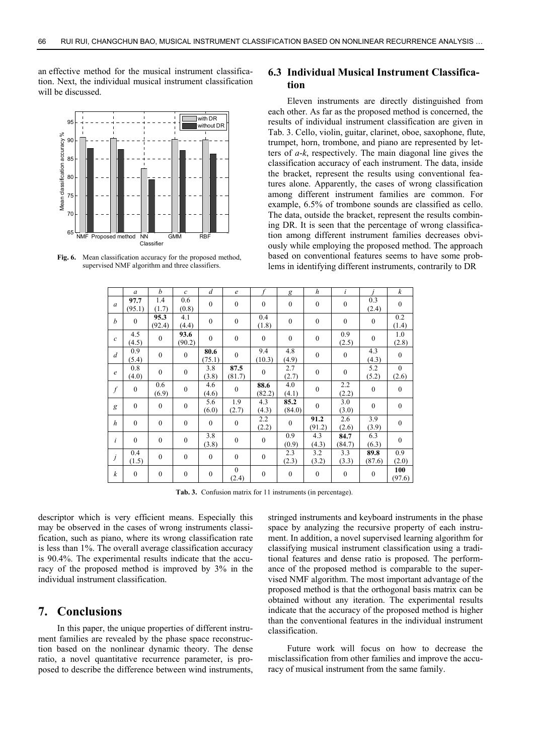an effective method for the musical instrument classification. Next, the individual musical instrument classification will be discussed.

**Fig. 6.** Mean classification accuracy for the proposed method, supervised NMF algorithm and three classifiers.

## 6.3 Individual Musical Instrument Classification

Eleven instruments are directly distinguished from each other. As far as the proposed method is concerned, the results of individual instrument classification are given in Tab. 3. Cello, violin, guitar, clarinet, oboe, saxophone, flute, trumpet, horn, trombone, and piano are represented by letters of *a*-*k*, respectively. The main diagonal line gives the classification accuracy of each instrument. The data, inside the bracket, represent the results using conventional features alone. Apparently, the cases of wrong classification among different instrument families are common. For example, 6.5% of trombone sounds are classified as cello. The data, outside the bracket, represent the results combining DR. It is seen that the percentage of wrong classification among different instrument families decreases obviously while employing the proposed method. The approach based on conventional features seems to have some problems in identifying different instruments, contrarily to DR descriptor which is very efficient means. Especially this may be observed in the cases of wrong instruments classification, such as piano, where its wrong classification rate is less than 1%. The overall average classification accuracy is 90.4%. The experimental results indicate that the accuracy of the proposed method is improved by 3% in the individual instrument classification.

| | *a* | *b* | *c* | *d* | *e* | *f* | *g* | *h* | *i* | *j* | *k* |
|---|---|---|---|---|---|---|---|---|---|---|---|
| *a* | **97.7** (95.1) | 1.4 (1.7) | 0.6 (0.8) | 0 | 0 | 0 | 0 | 0 | 0 | 0.3 (2.4) | 0 |
| *b* | 0 | **95.3** (92.4) | 4.1 (4.4) | 0 | 0 | 0.4 (1.8) | 0 | 0 | 0 | 0 | 0.2 (1.4) |
| *c* | 4.5 (4.5) | 0 | **93.6** (90.2) | 0 | 0 | 0 | 0 | 0 | 0.9 (2.5) | 0 | 1.0 (2.8) |
| *d* | 0.9 (5.4) | 0 | 0 | **80.6** (75.1) | 0 | 9.4 (10.3) | 4.8 (4.9) | 0 | 0 | 4.3 (4.3) | 0 |
| *e* | 0.8 (4.0) | 0 | 0 | 3.8 (3.8) | **87.5** (81.7) | 0 | 2.7 (2.7) | 0 | 0 | 5.2 (5.2) | 0 (2.6) |
| *f* | 0 | 0.6 (6.9) | 0 | 4.6 (4.6) | 0 | **88.6** (82.2) | 4.0 (4.1) | 0 | 2.2 (2.2) | 0 | 0 |
| *g* | 0 | 0 | 0 | 5.6 (6.0) | 1.9 (2.7) | 4.3 (4.3) | **85.2** (84.0) | 0 | 3.0 (3.0) | 0 | 0 |
| *h* | 0 | 0 | 0 | 0 | 0 | 2.2 (2.2) | 0 | **91.2** (91.2) | 2.6 (2.6) | 3.9 (3.9) | 0 |
| *i* | 0 | 0 | 0 | 3.8 (3.8) | 0 | 0 | 0.9 (0.9) | 4.3 (4.3) | **84.7** (84.7) | 6.3 (6.3) | 0 |
| *j* | 0.4 (1.5) | 0 | 0 | 0 | 0 | 0 | 2.3 (2.3) | 3.2 (3.2) | 3.3 (3.3) | **89.8** (87.6) | 0.9 (2.0) |
| *k* | 0 | 0 | 0 | 0 | 0 (2.4) | 0 | 0 | 0 | 0 | 0 | **100** (97.6) |

**Tab. 3.** Confusion matrix for 11 instruments (in percentage).

# 7. Conclusions

In this paper, the unique properties of different instrument families are revealed by the phase space reconstruction based on the nonlinear dynamic theory. The dense ratio, a novel quantitative recurrence parameter, is proposed to describe the difference between wind instruments, stringed instruments and keyboard instruments in the phase space by analyzing the recursive property of each instrument. In addition, a novel supervised learning algorithm for classifying musical instrument classification using a traditional features and dense ratio is proposed. The performance of the proposed method is comparable to the supervised NMF algorithm. The most important advantage of the proposed method is that the orthogonal basis matrix can be obtained without any iteration. The experimental results indicate that the accuracy of the proposed method is higher than the conventional features in the individual instrument classification.

Future work will focus on how to decrease the misclassification from other families and improve the accuracy of musical instrument from the same family.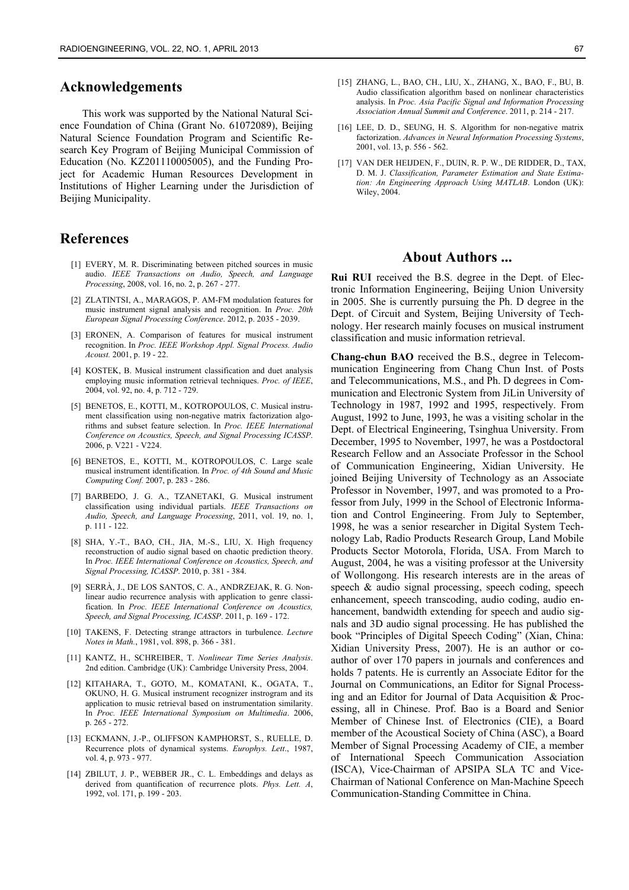## Acknowledgements

This work was supported by the National Natural Science Foundation of China (Grant No. 61072089), Beijing Natural Science Foundation Program and Scientific Research Key Program of Beijing Municipal Commission of Education (No. KZ201110005005), and the Funding Project for Academic Human Resources Development in Institutions of Higher Learning under the Jurisdiction of Beijing Municipality.

## References

[1] EVERY, M. R. Discriminating between pitched sources in music audio. *IEEE Transactions on Audio, Speech, and Language Processing*, 2008, vol. 16, no. 2, p. 267 - 277.

[2] ZLATINTSI, A., MARAGOS, P. AM-FM modulation features for music instrument signal analysis and recognition. In *Proc. 20th European Signal Processing Conference*. 2012, p. 2035 - 2039.

[3] ERONEN, A. Comparison of features for musical instrument recognition. In *Proc. IEEE Workshop Appl. Signal Process. Audio Acoust.* 2001, p. 19 - 22.

[4] KOSTEK, B. Musical instrument classification and duet analysis employing music information retrieval techniques. *Proc. of IEEE*, 2004, vol. 92, no. 4, p. 712 - 729.

[5] BENETOS, E., KOTTI, M., KOTROPOULOS, C. Musical instrument classification using non-negative matrix factorization algorithms and subset feature selection. In *Proc. IEEE International Conference on Acoustics, Speech, and Signal Processing ICASSP*. 2006, p. V221 - V224.

[6] BENETOS, E., KOTTI, M., KOTROPOULOS, C. Large scale musical instrument identification. In *Proc. of 4th Sound and Music Computing Conf.* 2007, p. 283 - 286.

[7] BARBEDO, J. G. A., TZANETAKI, G. Musical instrument classification using individual partials. *IEEE Transactions on Audio, Speech, and Language Processing*, 2011, vol. 19, no. 1, p. 111 - 122.

[8] SHA, Y.-T., BAO, CH., JIA, M.-S., LIU, X. High frequency reconstruction of audio signal based on chaotic prediction theory. In *Proc. IEEE International Conference on Acoustics, Speech, and Signal Processing, ICASSP*. 2010, p. 381 - 384.

[9] SERRÀ, J., DE LOS SANTOS, C. A., ANDRZEJAK, R. G. Nonlinear audio recurrence analysis with application to genre classification. In *Proc. IEEE International Conference on Acoustics, Speech, and Signal Processing, ICASSP*. 2011, p. 169 - 172.

[10] TAKENS, F. Detecting strange attractors in turbulence. *Lecture Notes in Math.*, 1981, vol. 898, p. 366 - 381.

[11] KANTZ, H., SCHREIBER, T. *Nonlinear Time Series Analysis*. 2nd edition. Cambridge (UK): Cambridge University Press, 2004.

[12] KITAHARA, T., GOTO, M., KOMATANI, K., OGATA, T., OKUNO, H. G. Musical instrument recognizer instrogram and its application to music retrieval based on instrumentation similarity. In *Proc. IEEE International Symposium on Multimedia*. 2006, p. 265 - 272.

[13] ECKMANN, J.-P., OLIFFSON KAMPHORST, S., RUELLE, D. Recurrence plots of dynamical systems. *Europhys. Lett.*, 1987, vol. 4, p. 973 - 977.

[14] ZBILUT, J. P., WEBBER JR., C. L. Embeddings and delays as derived from quantification of recurrence plots. *Phys. Lett. A*, 1992, vol. 171, p. 199 - 203.

[15] ZHANG, L., BAO, CH., LIU, X., ZHANG, X., BAO, F., BU, B. Audio classification algorithm based on nonlinear characteristics analysis. In *Proc. Asia Pacific Signal and Information Processing Association Annual Summit and Conference*. 2011, p. 214 - 217.

[16] LEE, D. D., SEUNG, H. S. Algorithm for non-negative matrix factorization. *Advances in Neural Information Processing Systems*, 2001, vol. 13, p. 556 - 562.

[17] VAN DER HEIJDEN, F., DUIN, R. P. W., DE RIDDER, D., TAX, D. M. J. *Classification, Parameter Estimation and State Estimation: An Engineering Approach Using MATLAB*. London (UK): Wiley, 2004.

## About Authors ...

**Rui RUI** received the B.S. degree in the Dept. of Electronic Information Engineering, Beijing Union University in 2005. She is currently pursuing the Ph. D degree in the Dept. of Circuit and System, Beijing University of Technology. Her research mainly focuses on musical instrument classification and music information retrieval.

**Chang-chun BAO** received the B.S., degree in Telecommunication Engineering from Chang Chun Inst. of Posts and Telecommunications, M.S., and Ph. D degrees in Communication and Electronic System from JiLin University of Technology in 1987, 1992 and 1995, respectively. From August, 1992 to June, 1993, he was a visiting scholar in the Dept. of Electrical Engineering, Tsinghua University. From December, 1995 to November, 1997, he was a Postdoctoral Research Fellow and an Associate Professor in the School of Communication Engineering, Xidian University. He joined Beijing University of Technology as an Associate Professor in November, 1997, and was promoted to a Professor from July, 1999 in the School of Electronic Information and Control Engineering. From July to September, 1998, he was a senior researcher in Digital System Technology Lab, Radio Products Research Group, Land Mobile Products Sector Motorola, Florida, USA. From March to August, 2004, he was a visiting professor at the University of Wollongong. His research interests are in the areas of speech & audio signal processing, speech coding, speech enhancement, speech transcoding, audio coding, audio enhancement, bandwidth extending for speech and audio signals and 3D audio signal processing. He has published the book "Principles of Digital Speech Coding" (Xian, China: Xidian University Press, 2007). He is an author or co-author of over 170 papers in journals and conferences and holds 7 patents. He is currently an Associate Editor for the Journal on Communications, an Editor for Signal Processing and an Editor for Journal of Data Acquisition & Processing, all in Chinese. Prof. Bao is a Board and Senior Member of Chinese Inst. of Electronics (CIE), a Board member of the Acoustical Society of China (ASC), a Board Member of Signal Processing Academy of CIE, a member of International Speech Communication Association (ISCA), Vice-Chairman of APSIPA SLA TC and Vice-Chairman of National Conference on Man-Machine Speech Communication-Standing Committee in China.